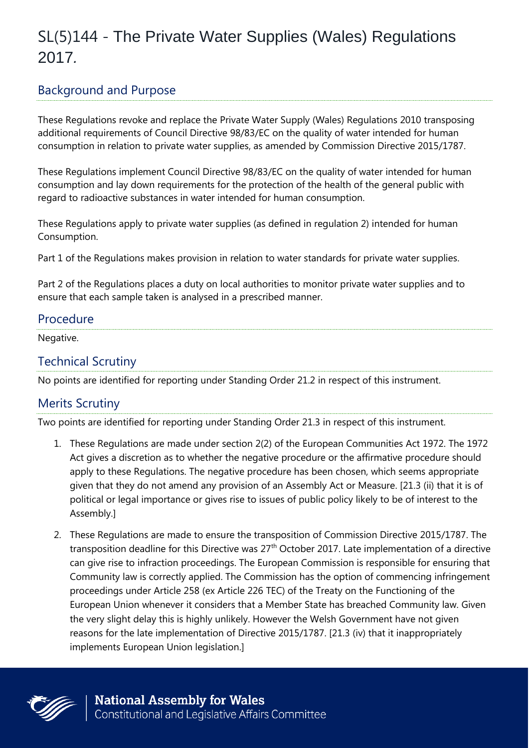# SL(5)144 - The Private Water Supplies (Wales) Regulations 2017.

## Background and Purpose

These Regulations revoke and replace the Private Water Supply (Wales) Regulations 2010 transposing additional requirements of Council Directive 98/83/EC on the quality of water intended for human consumption in relation to private water supplies, as amended by Commission Directive 2015/1787.

These Regulations implement Council Directive 98/83/EC on the quality of water intended for human consumption and lay down requirements for the protection of the health of the general public with regard to radioactive substances in water intended for human consumption.

These Regulations apply to private water supplies (as defined in regulation 2) intended for human Consumption.

Part 1 of the Regulations makes provision in relation to water standards for private water supplies.

Part 2 of the Regulations places a duty on local authorities to monitor private water supplies and to ensure that each sample taken is analysed in a prescribed manner.

## Procedure

Negative.

## Technical Scrutiny

No points are identified for reporting under Standing Order 21.2 in respect of this instrument.

## Merits Scrutiny

Two points are identified for reporting under Standing Order 21.3 in respect of this instrument.

1. These Regulations are made under section 2(2) of the European Communities Act 1972. The 1972 Act gives a discretion as to whether the negative procedure or the affirmative procedure should apply to these Regulations. The negative procedure has been chosen, which seems appropriate given that they do not amend any provision of an Assembly Act or Measure. [21.3 (ii) that it is of political or legal importance or gives rise to issues of public policy likely to be of interest to the Assembly.]

2. These Regulations are made to ensure the transposition of Commission Directive 2015/1787. The transposition deadline for this Directive was 27th October 2017. Late implementation of a directive can give rise to infraction proceedings. The European Commission is responsible for ensuring that Community law is correctly applied. The Commission has the option of commencing infringement proceedings under Article 258 (ex Article 226 TEC) of the Treaty on the Functioning of the European Union whenever it considers that a Member State has breached Community law. Given the very slight delay this is highly unlikely. However the Welsh Government have not given reasons for the late implementation of Directive 2015/1787. [21.3 (iv) that it inappropriately implements European Union legislation.]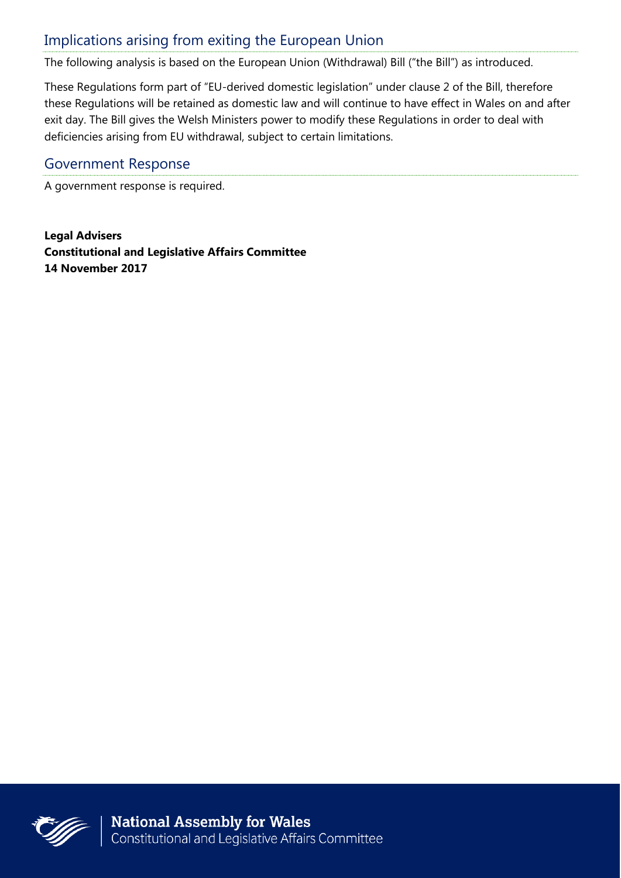## Implications arising from exiting the European Union

The following analysis is based on the European Union (Withdrawal) Bill ("the Bill") as introduced.

These Regulations form part of "EU-derived domestic legislation" under clause 2 of the Bill, therefore these Regulations will be retained as domestic law and will continue to have effect in Wales on and after exit day. The Bill gives the Welsh Ministers power to modify these Regulations in order to deal with deficiencies arising from EU withdrawal, subject to certain limitations.

## Government Response

A government response is required.

**Legal Advisers**
**Constitutional and Legislative Affairs Committee**
**14 November 2017**